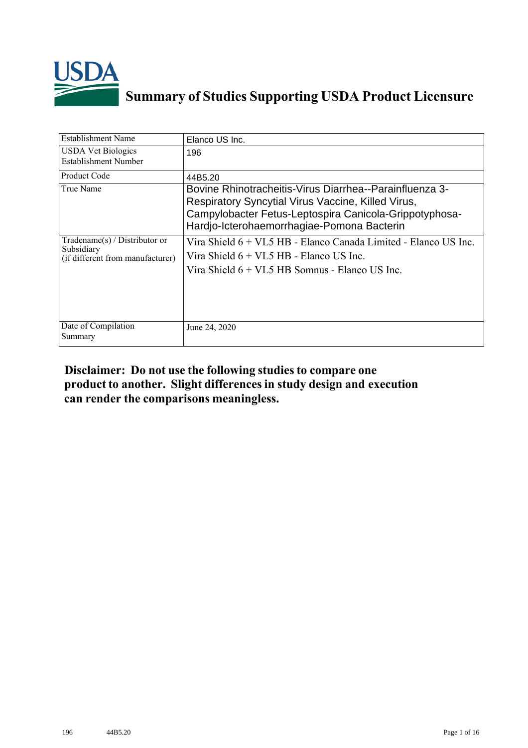# Summary of Studies Supporting USDA Product Licensure

| Establishment Name | Elanco US Inc. |
|---|---|
| USDA Vet Biologics Establishment Number | 196 |
| Product Code | 44B5.20 |
| True Name | Bovine Rhinotracheitis-Virus Diarrhea--Parainfluenza 3-Respiratory Syncytial Virus Vaccine, Killed Virus, Campylobacter Fetus-Leptospira Canicola-Grippotyphosa-Hardjo-Icterohaemorrhagiae-Pomona Bacterin |
| Tradename(s) / Distributor or Subsidiary (if different from manufacturer) | Vira Shield 6 + VL5 HB - Elanco Canada Limited - Elanco US Inc.<br>Vira Shield 6 + VL5 HB - Elanco US Inc.<br>Vira Shield 6 + VL5 HB Somnus - Elanco US Inc. |
| Date of Compilation Summary | June 24, 2020 |

**Disclaimer: Do not use the following studies to compare one product to another. Slight differences in study design and execution can render the comparisons meaningless.**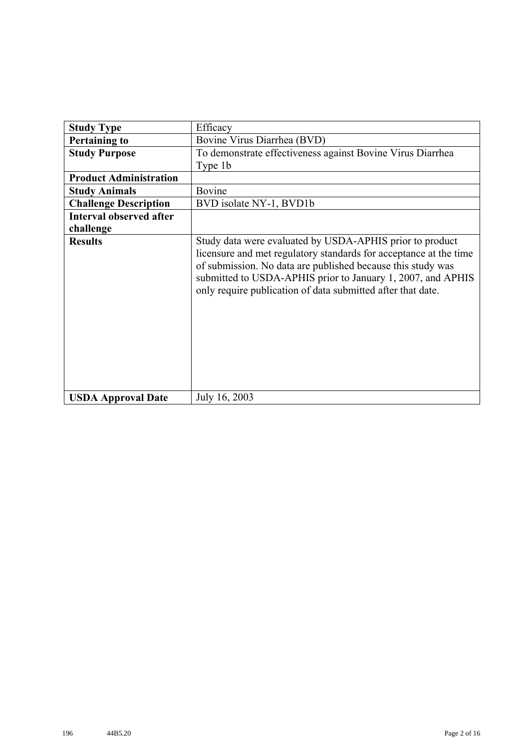| Study Type | Efficacy |
|---|---|
| **Pertaining to** | Bovine Virus Diarrhea (BVD) |
| **Study Purpose** | To demonstrate effectiveness against Bovine Virus Diarrhea Type 1b |
| **Product Administration** | |
| **Study Animals** | Bovine |
| **Challenge Description** | BVD isolate NY-1, BVD1b |
| **Interval observed after challenge** | |
| **Results** | Study data were evaluated by USDA-APHIS prior to product licensure and met regulatory standards for acceptance at the time of submission. No data are published because this study was submitted to USDA-APHIS prior to January 1, 2007, and APHIS only require publication of data submitted after that date. |
| **USDA Approval Date** | July 16, 2003 |

196 44B5.20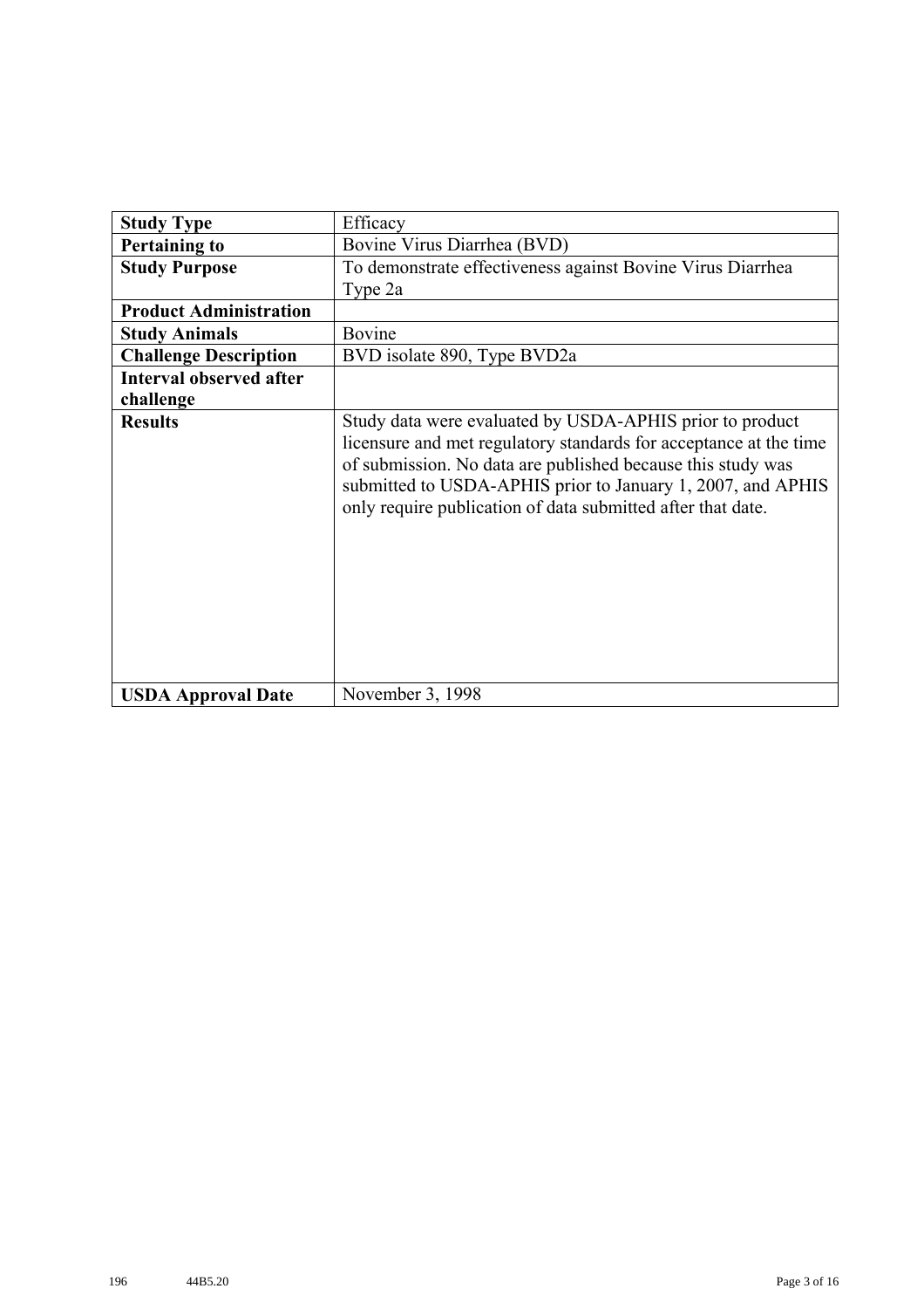| Study Type | Efficacy |
|---|---|
| **Pertaining to** | Bovine Virus Diarrhea (BVD) |
| **Study Purpose** | To demonstrate effectiveness against Bovine Virus Diarrhea Type 2a |
| **Product Administration** | |
| **Study Animals** | Bovine |
| **Challenge Description** | BVD isolate 890, Type BVD2a |
| **Interval observed after challenge** | |
| **Results** | Study data were evaluated by USDA-APHIS prior to product licensure and met regulatory standards for acceptance at the time of submission. No data are published because this study was submitted to USDA-APHIS prior to January 1, 2007, and APHIS only require publication of data submitted after that date. |
| **USDA Approval Date** | November 3, 1998 |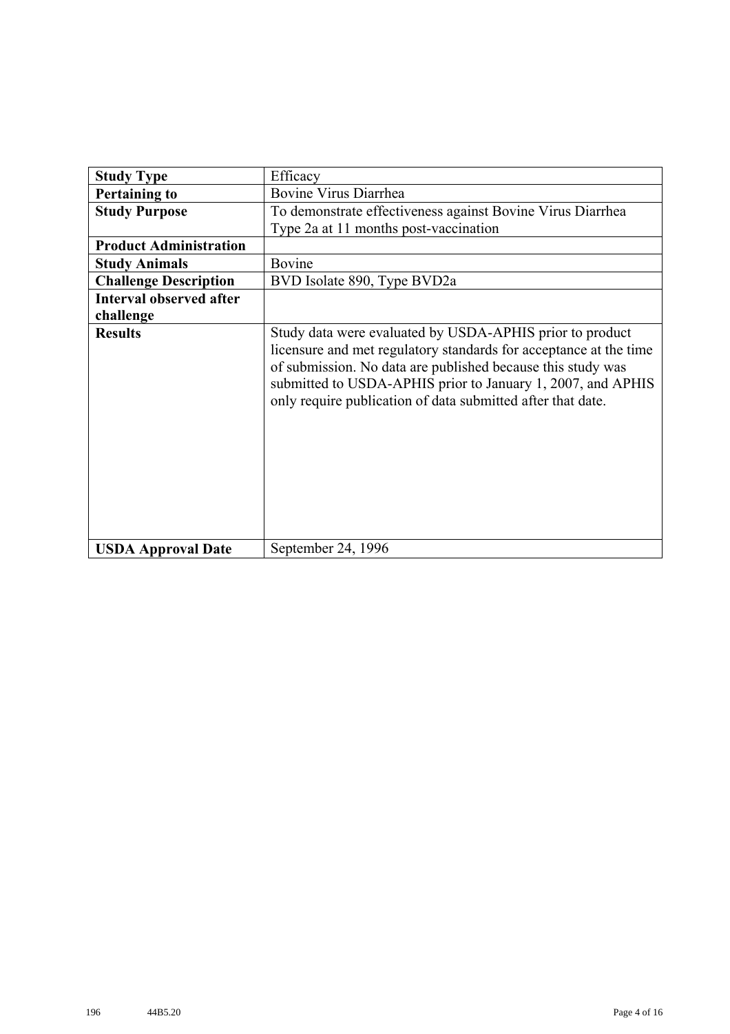| Study Type | Efficacy |
|---|---|
| **Pertaining to** | Bovine Virus Diarrhea |
| **Study Purpose** | To demonstrate effectiveness against Bovine Virus Diarrhea Type 2a at 11 months post-vaccination |
| **Product Administration** | |
| **Study Animals** | Bovine |
| **Challenge Description** | BVD Isolate 890, Type BVD2a |
| **Interval observed after challenge** | |
| **Results** | Study data were evaluated by USDA-APHIS prior to product licensure and met regulatory standards for acceptance at the time of submission. No data are published because this study was submitted to USDA-APHIS prior to January 1, 2007, and APHIS only require publication of data submitted after that date. |
| **USDA Approval Date** | September 24, 1996 |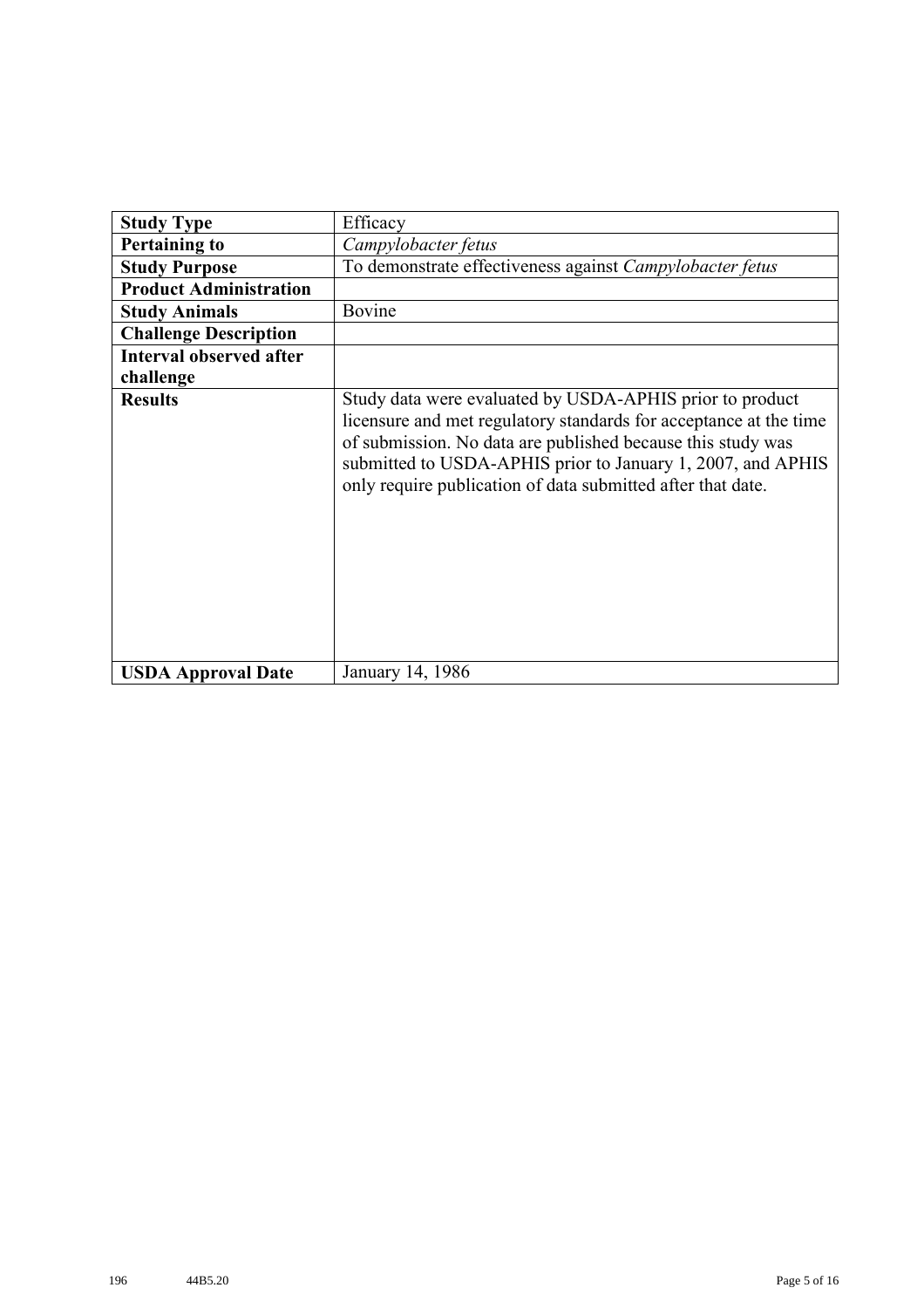| **Study Type** | Efficacy |
| --- | --- |
| **Pertaining to** | *Campylobacter fetus* |
| **Study Purpose** | To demonstrate effectiveness against *Campylobacter fetus* |
| **Product Administration** | |
| **Study Animals** | Bovine |
| **Challenge Description** | |
| **Interval observed after challenge** | |
| **Results** | Study data were evaluated by USDA-APHIS prior to product licensure and met regulatory standards for acceptance at the time of submission. No data are published because this study was submitted to USDA-APHIS prior to January 1, 2007, and APHIS only require publication of data submitted after that date. |
| **USDA Approval Date** | January 14, 1986 |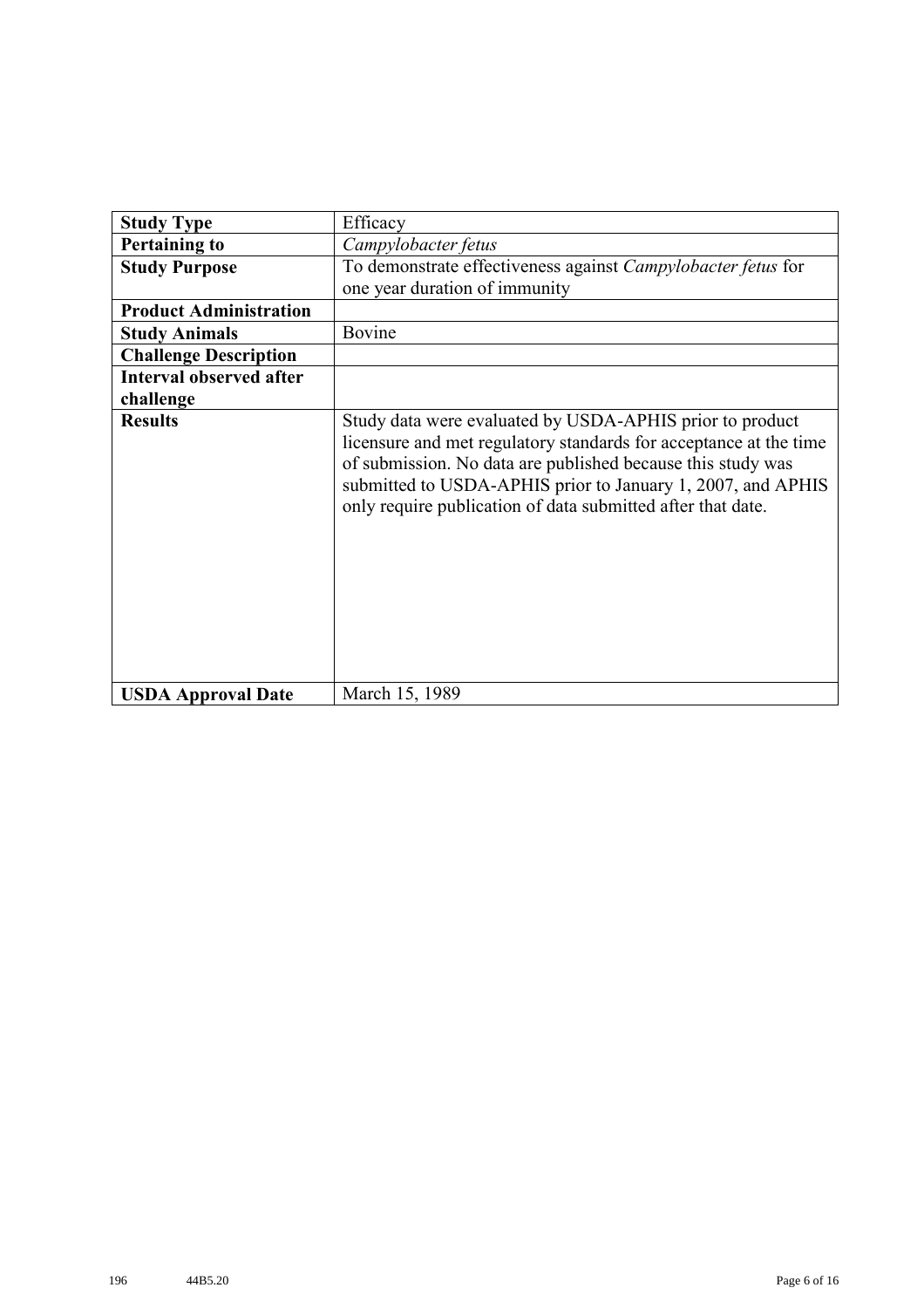| Study Type | Efficacy |
|---|---|
| **Pertaining to** | *Campylobacter fetus* |
| **Study Purpose** | To demonstrate effectiveness against *Campylobacter fetus* for one year duration of immunity |
| **Product Administration** | |
| **Study Animals** | Bovine |
| **Challenge Description** | |
| **Interval observed after challenge** | |
| **Results** | Study data were evaluated by USDA-APHIS prior to product licensure and met regulatory standards for acceptance at the time of submission. No data are published because this study was submitted to USDA-APHIS prior to January 1, 2007, and APHIS only require publication of data submitted after that date. |
| **USDA Approval Date** | March 15, 1989 |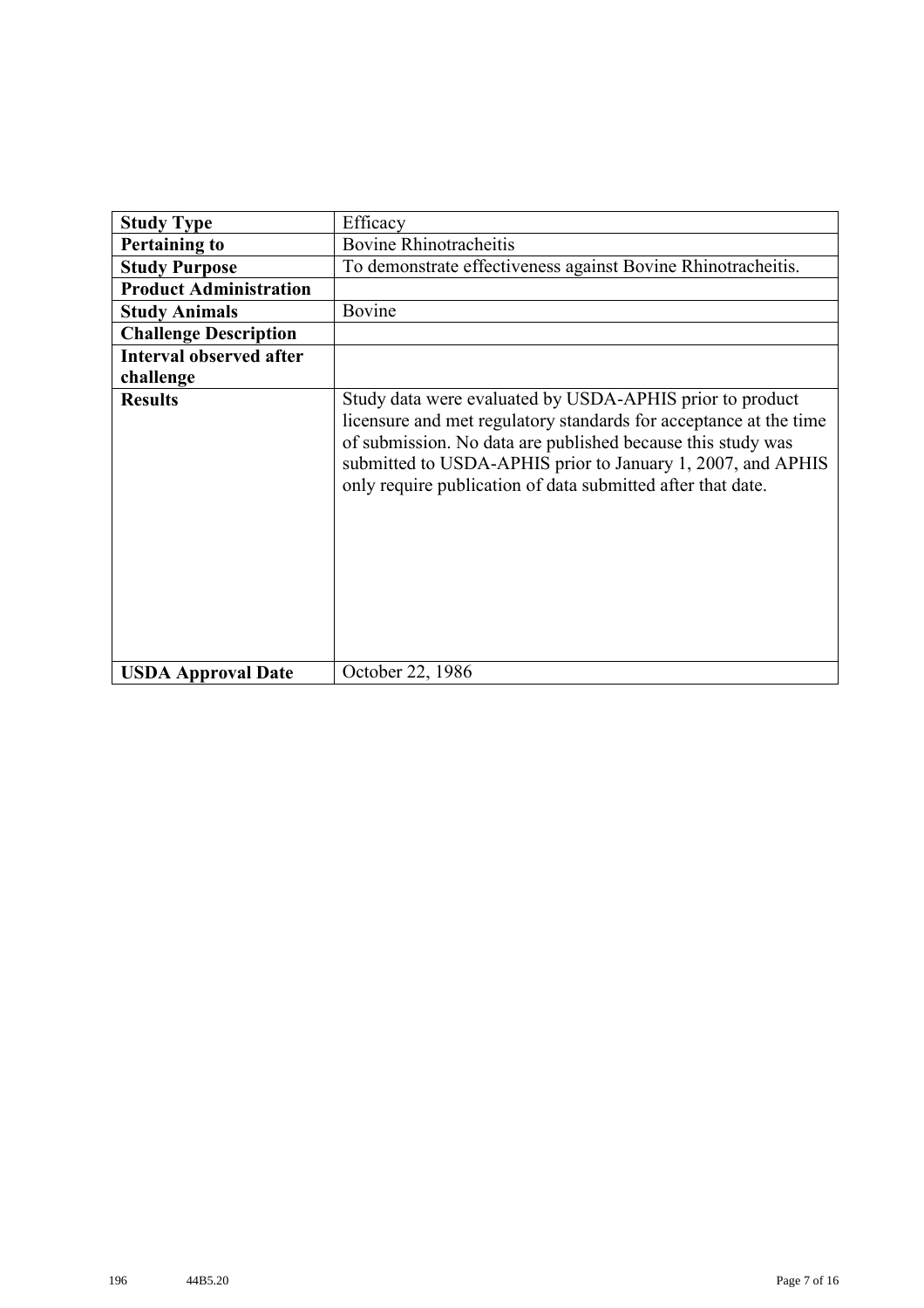| Study Type | Efficacy |
|---|---|
| **Pertaining to** | Bovine Rhinotracheitis |
| **Study Purpose** | To demonstrate effectiveness against Bovine Rhinotracheitis. |
| **Product Administration** | |
| **Study Animals** | Bovine |
| **Challenge Description** | |
| **Interval observed after challenge** | |
| **Results** | Study data were evaluated by USDA-APHIS prior to product licensure and met regulatory standards for acceptance at the time of submission. No data are published because this study was submitted to USDA-APHIS prior to January 1, 2007, and APHIS only require publication of data submitted after that date. |
| **USDA Approval Date** | October 22, 1986 |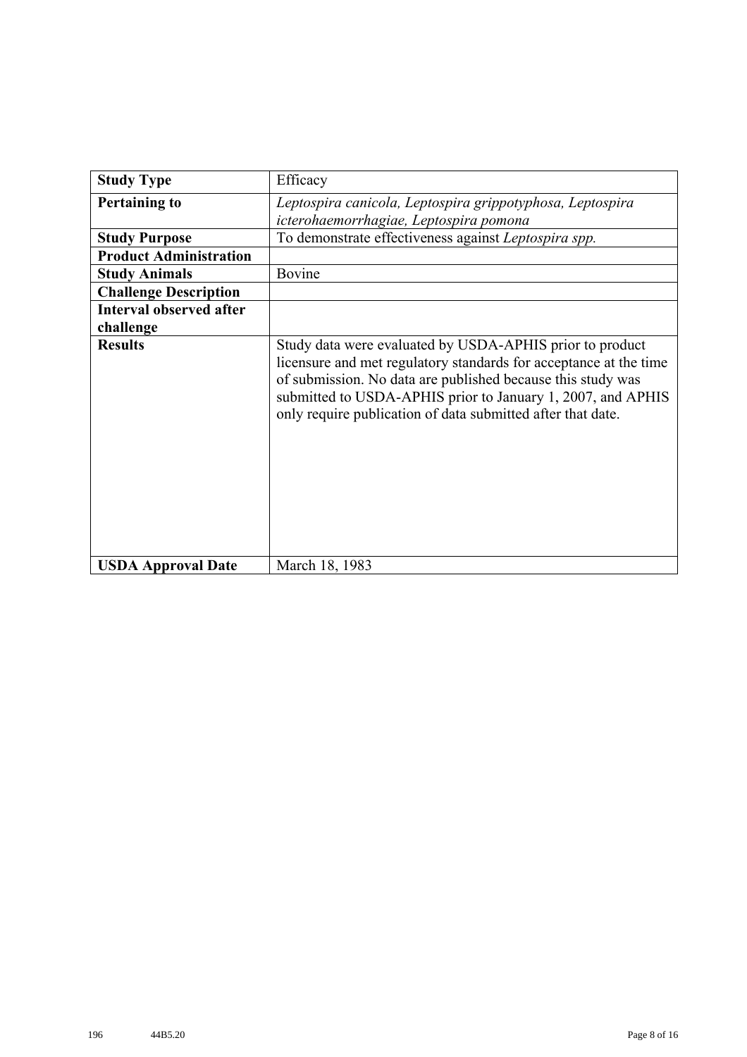| **Study Type** | Efficacy |
|---|---|
| **Pertaining to** | *Leptospira canicola, Leptospira grippotyphosa, Leptospira icterohaemorrhagiae, Leptospira pomona* |
| **Study Purpose** | To demonstrate effectiveness against *Leptospira spp.* |
| **Product Administration** | |
| **Study Animals** | Bovine |
| **Challenge Description** | |
| **Interval observed after challenge** | |
| **Results** | Study data were evaluated by USDA-APHIS prior to product licensure and met regulatory standards for acceptance at the time of submission. No data are published because this study was submitted to USDA-APHIS prior to January 1, 2007, and APHIS only require publication of data submitted after that date. |
| **USDA Approval Date** | March 18, 1983 |

196 44B5.20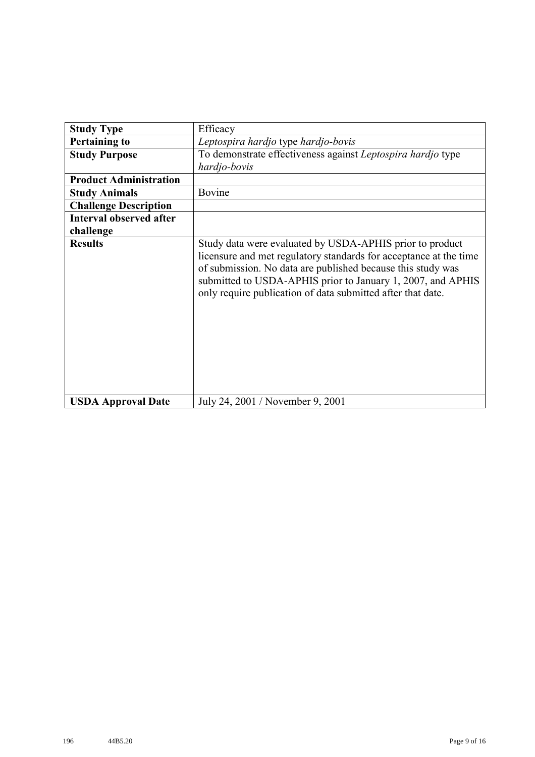| **Study Type** | Efficacy |
|---|---|
| **Pertaining to** | *Leptospira hardjo* type *hardjo-bovis* |
| **Study Purpose** | To demonstrate effectiveness against *Leptospira hardjo* type *hardjo-bovis* |
| **Product Administration** | |
| **Study Animals** | Bovine |
| **Challenge Description** | |
| **Interval observed after challenge** | |
| **Results** | Study data were evaluated by USDA-APHIS prior to product licensure and met regulatory standards for acceptance at the time of submission. No data are published because this study was submitted to USDA-APHIS prior to January 1, 2007, and APHIS only require publication of data submitted after that date. |
| **USDA Approval Date** | July 24, 2001 / November 9, 2001 |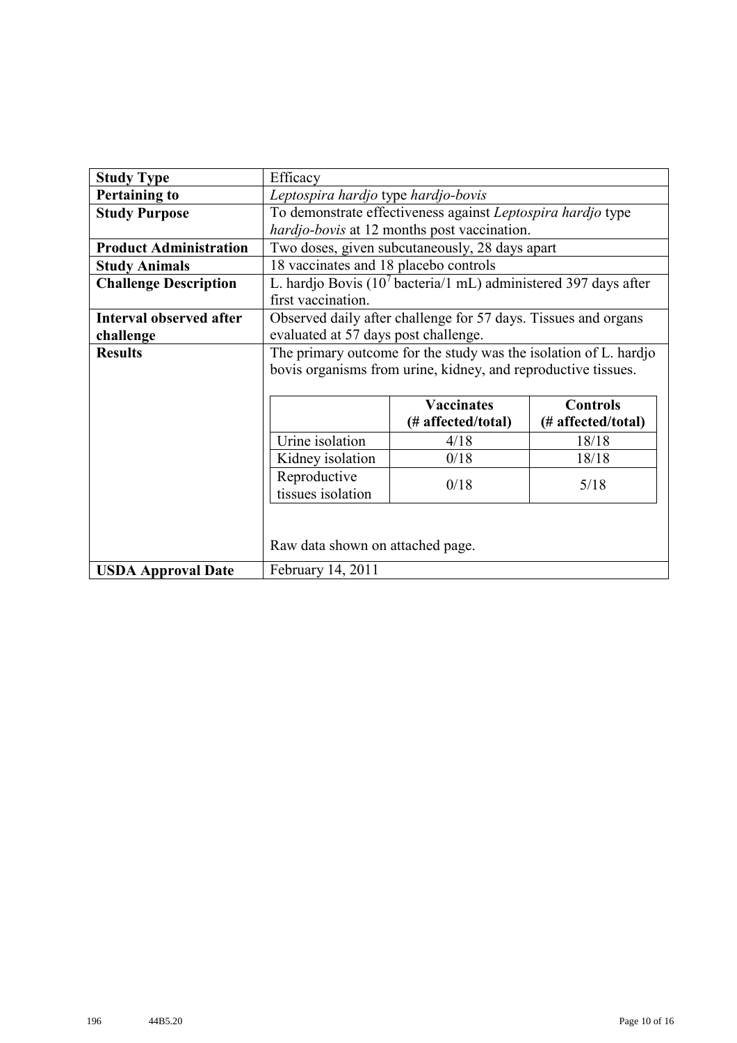| **Study Type** | Efficacy |
|---|---|
| **Pertaining to** | *Leptospira hardjo* type *hardjo-bovis* |
| **Study Purpose** | To demonstrate effectiveness against *Leptospira hardjo* type *hardjo-bovis* at 12 months post vaccination. |
| **Product Administration** | Two doses, given subcutaneously, 28 days apart |
| **Study Animals** | 18 vaccinates and 18 placebo controls |
| **Challenge Description** | L. hardjo Bovis ($10^7$ bacteria/1 mL) administered 397 days after first vaccination. |
| **Interval observed after challenge** | Observed daily after challenge for 57 days. Tissues and organs evaluated at 57 days post challenge. |
| **Results** | The primary outcome for the study was the isolation of L. hardjo bovis organisms from urine, kidney, and reproductive tissues. |
| **USDA Approval Date** | February 14, 2011 |

| | **Vaccinates (# affected/total)** | **Controls (# affected/total)** |
|---|---|---|
| Urine isolation | 4/18 | 18/18 |
| Kidney isolation | 0/18 | 18/18 |
| Reproductive tissues isolation | 0/18 | 5/18 |

Raw data shown on attached page.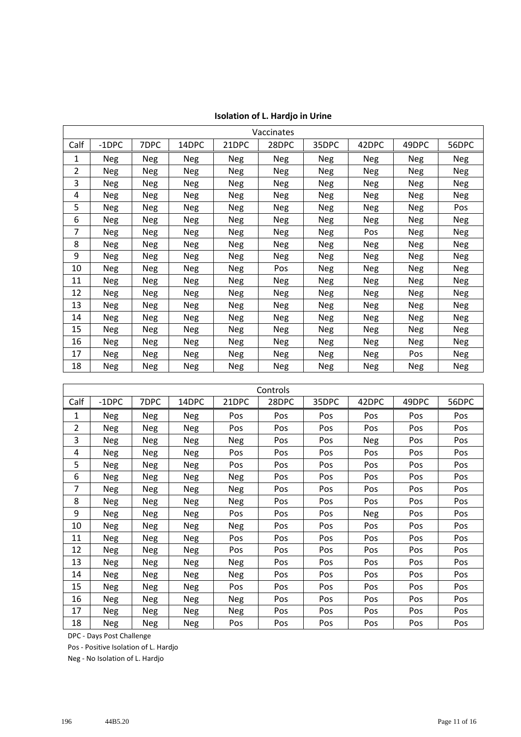**Isolation of L. Hardjo in Urine**

| Vaccinates | | | | | | | | | |
|---|---|---|---|---|---|---|---|---|---|
| Calf | -1DPC | 7DPC | 14DPC | 21DPC | 28DPC | 35DPC | 42DPC | 49DPC | 56DPC |
| 1 | Neg | Neg | Neg | Neg | Neg | Neg | Neg | Neg | Neg |
| 2 | Neg | Neg | Neg | Neg | Neg | Neg | Neg | Neg | Neg |
| 3 | Neg | Neg | Neg | Neg | Neg | Neg | Neg | Neg | Neg |
| 4 | Neg | Neg | Neg | Neg | Neg | Neg | Neg | Neg | Neg |
| 5 | Neg | Neg | Neg | Neg | Neg | Neg | Neg | Neg | Pos |
| 6 | Neg | Neg | Neg | Neg | Neg | Neg | Neg | Neg | Neg |
| 7 | Neg | Neg | Neg | Neg | Neg | Neg | Pos | Neg | Neg |
| 8 | Neg | Neg | Neg | Neg | Neg | Neg | Neg | Neg | Neg |
| 9 | Neg | Neg | Neg | Neg | Neg | Neg | Neg | Neg | Neg |
| 10 | Neg | Neg | Neg | Neg | Pos | Neg | Neg | Neg | Neg |
| 11 | Neg | Neg | Neg | Neg | Neg | Neg | Neg | Neg | Neg |
| 12 | Neg | Neg | Neg | Neg | Neg | Neg | Neg | Neg | Neg |
| 13 | Neg | Neg | Neg | Neg | Neg | Neg | Neg | Neg | Neg |
| 14 | Neg | Neg | Neg | Neg | Neg | Neg | Neg | Neg | Neg |
| 15 | Neg | Neg | Neg | Neg | Neg | Neg | Neg | Neg | Neg |
| 16 | Neg | Neg | Neg | Neg | Neg | Neg | Neg | Neg | Neg |
| 17 | Neg | Neg | Neg | Neg | Neg | Neg | Neg | Pos | Neg |
| 18 | Neg | Neg | Neg | Neg | Neg | Neg | Neg | Neg | Neg |

| Controls | | | | | | | | | |
|---|---|---|---|---|---|---|---|---|---|
| Calf | -1DPC | 7DPC | 14DPC | 21DPC | 28DPC | 35DPC | 42DPC | 49DPC | 56DPC |
| 1 | Neg | Neg | Neg | Pos | Pos | Pos | Pos | Pos | Pos |
| 2 | Neg | Neg | Neg | Pos | Pos | Pos | Pos | Pos | Pos |
| 3 | Neg | Neg | Neg | Neg | Pos | Pos | Neg | Pos | Pos |
| 4 | Neg | Neg | Neg | Pos | Pos | Pos | Pos | Pos | Pos |
| 5 | Neg | Neg | Neg | Pos | Pos | Pos | Pos | Pos | Pos |
| 6 | Neg | Neg | Neg | Neg | Pos | Pos | Pos | Pos | Pos |
| 7 | Neg | Neg | Neg | Neg | Pos | Pos | Pos | Pos | Pos |
| 8 | Neg | Neg | Neg | Neg | Pos | Pos | Pos | Pos | Pos |
| 9 | Neg | Neg | Neg | Pos | Pos | Pos | Neg | Pos | Pos |
| 10 | Neg | Neg | Neg | Neg | Pos | Pos | Pos | Pos | Pos |
| 11 | Neg | Neg | Neg | Pos | Pos | Pos | Pos | Pos | Pos |
| 12 | Neg | Neg | Neg | Pos | Pos | Pos | Pos | Pos | Pos |
| 13 | Neg | Neg | Neg | Neg | Pos | Pos | Pos | Pos | Pos |
| 14 | Neg | Neg | Neg | Neg | Pos | Pos | Pos | Pos | Pos |
| 15 | Neg | Neg | Neg | Pos | Pos | Pos | Pos | Pos | Pos |
| 16 | Neg | Neg | Neg | Neg | Pos | Pos | Pos | Pos | Pos |
| 17 | Neg | Neg | Neg | Neg | Pos | Pos | Pos | Pos | Pos |
| 18 | Neg | Neg | Neg | Pos | Pos | Pos | Pos | Pos | Pos |

DPC - Days Post Challenge

Pos - Positive Isolation of L. Hardjo

Neg - No Isolation of L. Hardjo

196 44B5.20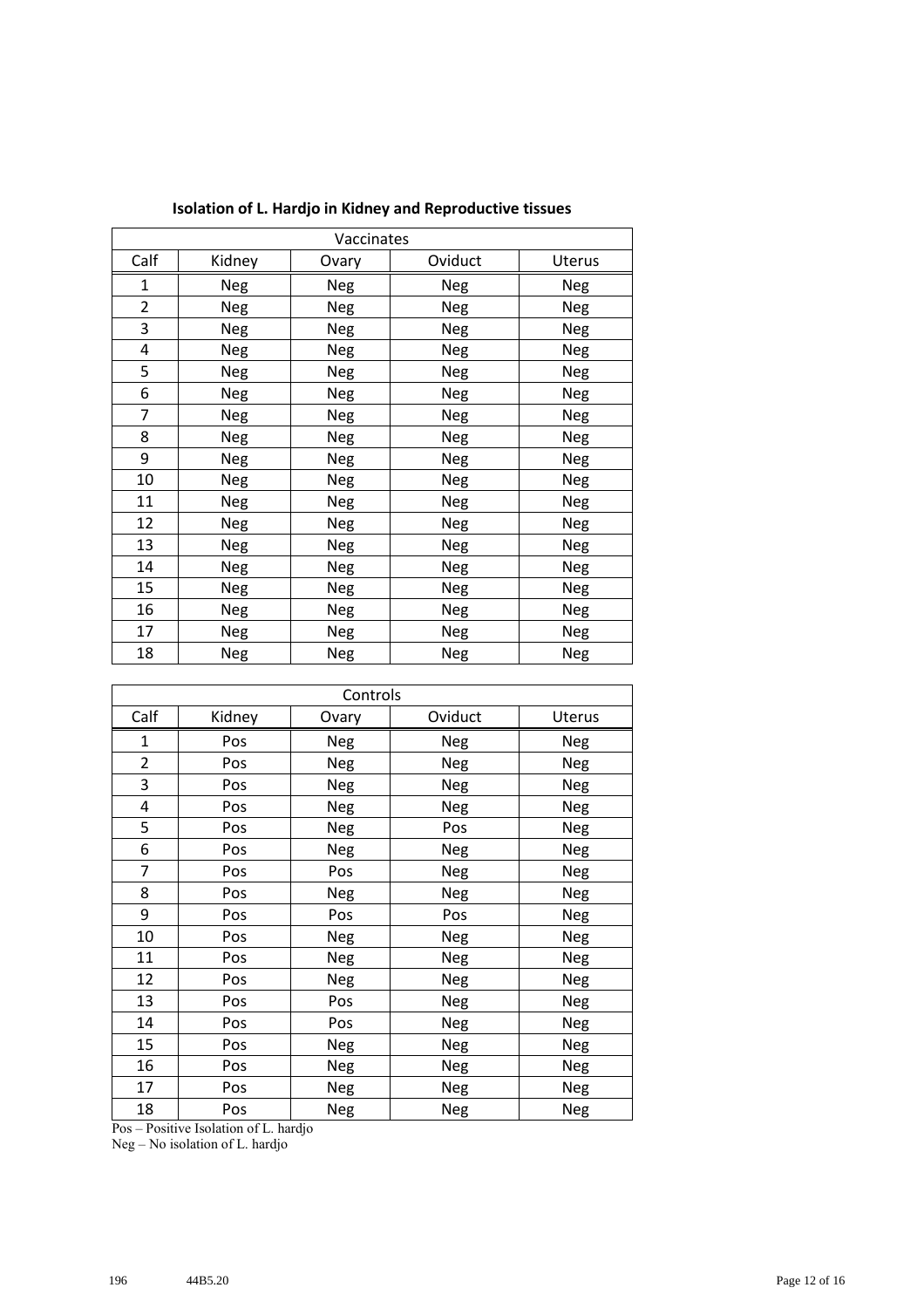**Isolation of L. Hardjo in Kidney and Reproductive tissues**

| Vaccinates | | | | |
|---|---|---|---|---|
| Calf | Kidney | Ovary | Oviduct | Uterus |
| 1 | Neg | Neg | Neg | Neg |
| 2 | Neg | Neg | Neg | Neg |
| 3 | Neg | Neg | Neg | Neg |
| 4 | Neg | Neg | Neg | Neg |
| 5 | Neg | Neg | Neg | Neg |
| 6 | Neg | Neg | Neg | Neg |
| 7 | Neg | Neg | Neg | Neg |
| 8 | Neg | Neg | Neg | Neg |
| 9 | Neg | Neg | Neg | Neg |
| 10 | Neg | Neg | Neg | Neg |
| 11 | Neg | Neg | Neg | Neg |
| 12 | Neg | Neg | Neg | Neg |
| 13 | Neg | Neg | Neg | Neg |
| 14 | Neg | Neg | Neg | Neg |
| 15 | Neg | Neg | Neg | Neg |
| 16 | Neg | Neg | Neg | Neg |
| 17 | Neg | Neg | Neg | Neg |
| 18 | Neg | Neg | Neg | Neg |

| Controls | | | | |
|---|---|---|---|---|
| Calf | Kidney | Ovary | Oviduct | Uterus |
| 1 | Pos | Neg | Neg | Neg |
| 2 | Pos | Neg | Neg | Neg |
| 3 | Pos | Neg | Neg | Neg |
| 4 | Pos | Neg | Neg | Neg |
| 5 | Pos | Neg | Pos | Neg |
| 6 | Pos | Neg | Neg | Neg |
| 7 | Pos | Pos | Neg | Neg |
| 8 | Pos | Neg | Neg | Neg |
| 9 | Pos | Pos | Pos | Neg |
| 10 | Pos | Neg | Neg | Neg |
| 11 | Pos | Neg | Neg | Neg |
| 12 | Pos | Neg | Neg | Neg |
| 13 | Pos | Pos | Neg | Neg |
| 14 | Pos | Pos | Neg | Neg |
| 15 | Pos | Neg | Neg | Neg |
| 16 | Pos | Neg | Neg | Neg |
| 17 | Pos | Neg | Neg | Neg |
| 18 | Pos | Neg | Neg | Neg |

Pos – Positive Isolation of L. hardjo
Neg – No isolation of L. hardjo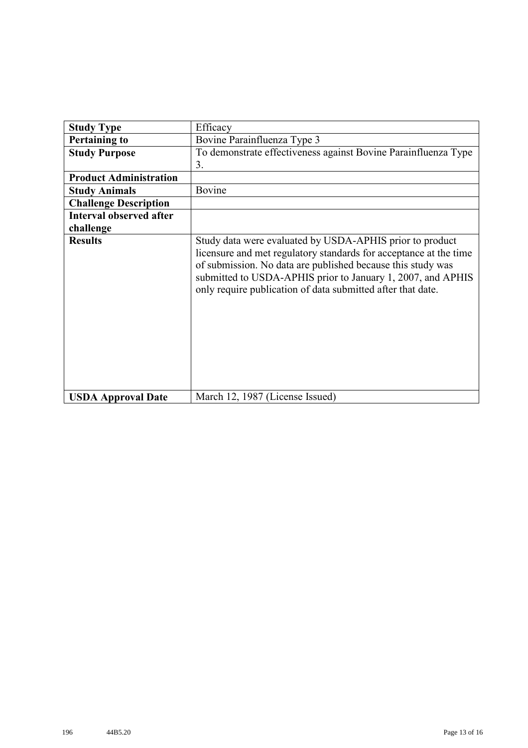| **Study Type** | Efficacy |
|---|---|
| **Pertaining to** | Bovine Parainfluenza Type 3 |
| **Study Purpose** | To demonstrate effectiveness against Bovine Parainfluenza Type 3. |
| **Product Administration** | |
| **Study Animals** | Bovine |
| **Challenge Description** | |
| **Interval observed after challenge** | |
| **Results** | Study data were evaluated by USDA-APHIS prior to product licensure and met regulatory standards for acceptance at the time of submission. No data are published because this study was submitted to USDA-APHIS prior to January 1, 2007, and APHIS only require publication of data submitted after that date. |
| **USDA Approval Date** | March 12, 1987 (License Issued) |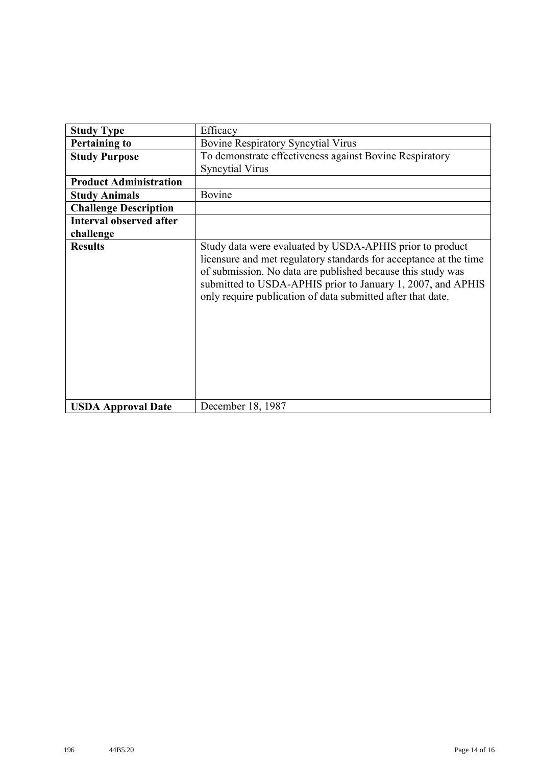| Study Type | Efficacy |
|---|---|
| Pertaining to | Bovine Respiratory Syncytial Virus |
| Study Purpose | To demonstrate effectiveness against Bovine Respiratory Syncytial Virus |
| Product Administration | |
| Study Animals | Bovine |
| Challenge Description | |
| Interval observed after challenge | |
| Results | Study data were evaluated by USDA-APHIS prior to product licensure and met regulatory standards for acceptance at the time of submission. No data are published because this study was submitted to USDA-APHIS prior to January 1, 2007, and APHIS only require publication of data submitted after that date. |
| USDA Approval Date | December 18, 1987 |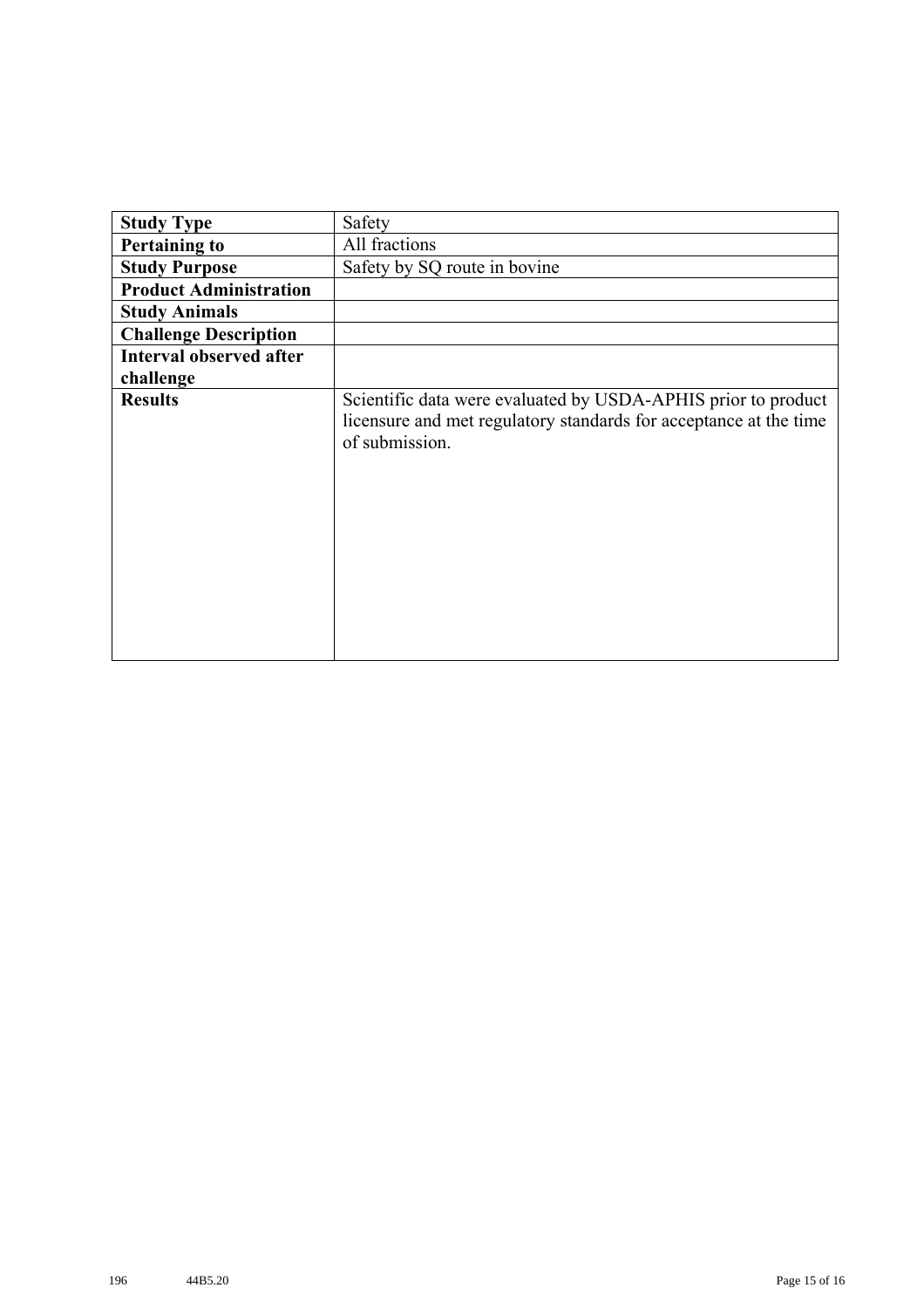| **Study Type** | Safety |
|---|---|
| **Pertaining to** | All fractions |
| **Study Purpose** | Safety by SQ route in bovine |
| **Product Administration** | |
| **Study Animals** | |
| **Challenge Description** | |
| **Interval observed after challenge** | |
| **Results** | Scientific data were evaluated by USDA-APHIS prior to product licensure and met regulatory standards for acceptance at the time of submission. |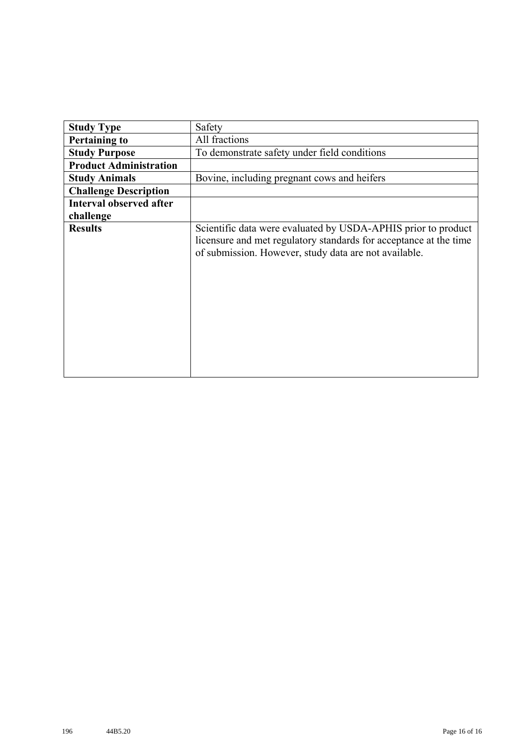| | |
|---|---|
| **Study Type** | Safety |
| **Pertaining to** | All fractions |
| **Study Purpose** | To demonstrate safety under field conditions |
| **Product Administration** | |
| **Study Animals** | Bovine, including pregnant cows and heifers |
| **Challenge Description** | |
| **Interval observed after challenge** | |
| **Results** | Scientific data were evaluated by USDA-APHIS prior to product licensure and met regulatory standards for acceptance at the time of submission. However, study data are not available. |